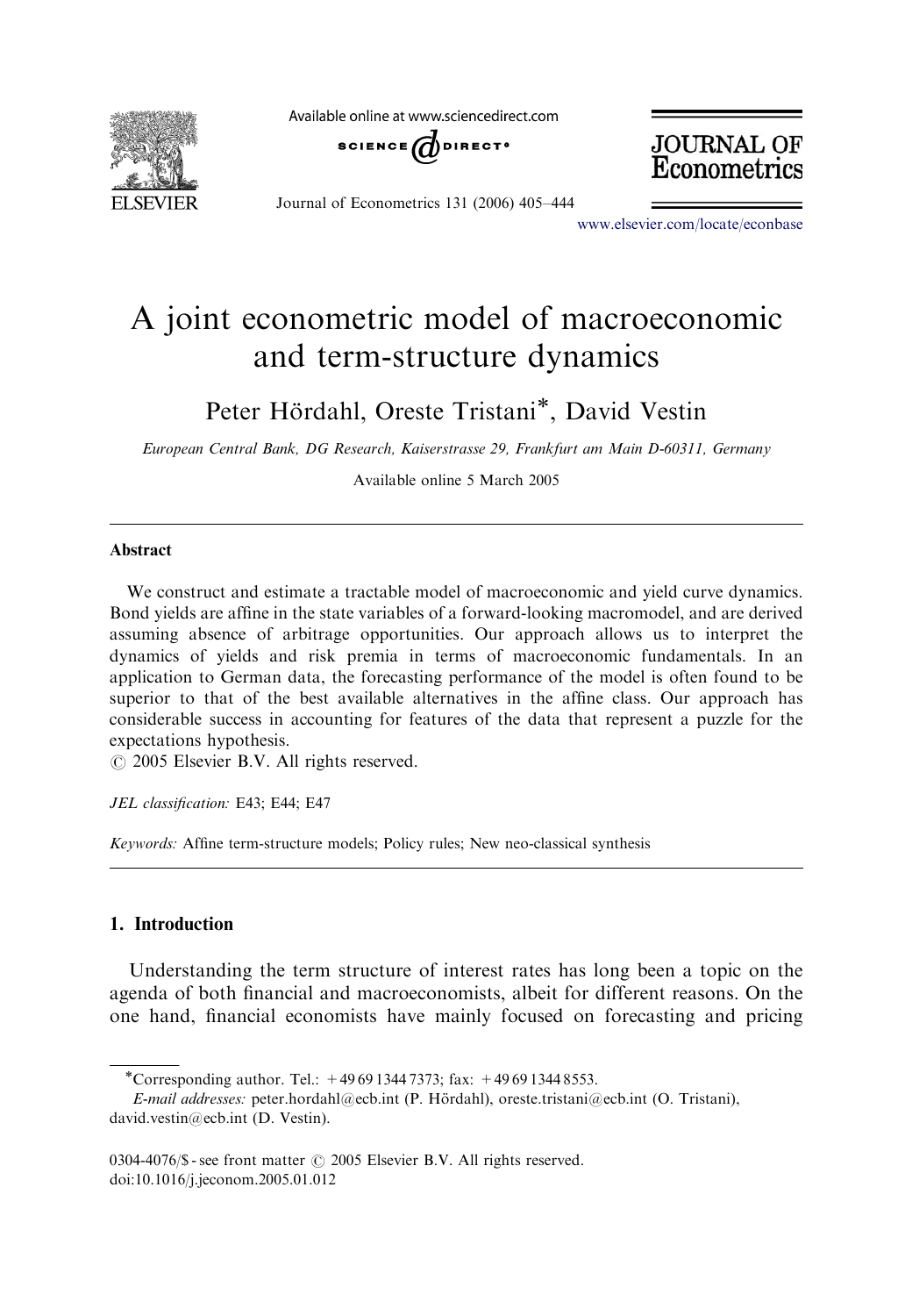# A joint econometric model of macroeconomic and term-structure dynamics

Peter Hördahl, Oreste Tristani*, David Vestin

*European Central Bank, DG Research, Kaiserstrasse 29, Frankfurt am Main D-60311, Germany*

Available online 5 March 2005

## Abstract

We construct and estimate a tractable model of macroeconomic and yield curve dynamics. Bond yields are affine in the state variables of a forward-looking macromodel, and are derived assuming absence of arbitrage opportunities. Our approach allows us to interpret the dynamics of yields and risk premia in terms of macroeconomic fundamentals. In an application to German data, the forecasting performance of the model is often found to be superior to that of the best available alternatives in the affine class. Our approach has considerable success in accounting for features of the data that represent a puzzle for the expectations hypothesis.

© 2005 Elsevier B.V. All rights reserved.

*JEL classification:* E43; E44; E47

*Keywords:* Affine term-structure models; Policy rules; New neo-classical synthesis

## 1. Introduction

Understanding the term structure of interest rates has long been a topic on the agenda of both financial and macroeconomists, albeit for different reasons. On the one hand, financial economists have mainly focused on forecasting and pricing

*Corresponding author. Tel.: +49 69 1344 7373; fax: +49 69 1344 8553.

*E-mail addresses:* peter.hordahl@ecb.int (P. Hördahl), oreste.tristani@ecb.int (O. Tristani), david.vestin@ecb.int (D. Vestin).

0304-4076/$ - see front matter © 2005 Elsevier B.V. All rights reserved.
doi:10.1016/j.jeconom.2005.01.012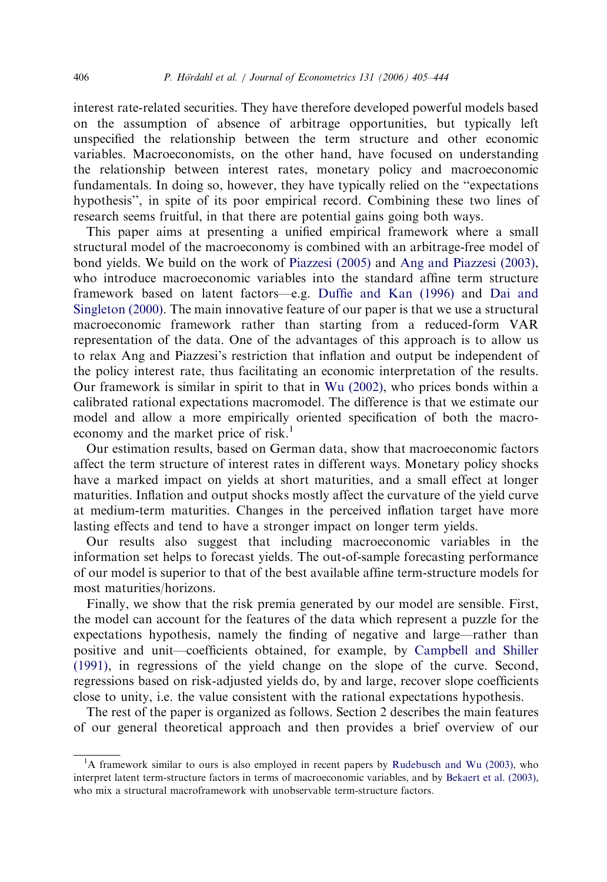interest rate-related securities. They have therefore developed powerful models based on the assumption of absence of arbitrage opportunities, but typically left unspecified the relationship between the term structure and other economic variables. Macroeconomists, on the other hand, have focused on understanding the relationship between interest rates, monetary policy and macroeconomic fundamentals. In doing so, however, they have typically relied on the "expectations hypothesis", in spite of its poor empirical record. Combining these two lines of research seems fruitful, in that there are potential gains going both ways.

This paper aims at presenting a unified empirical framework where a small structural model of the macroeconomy is combined with an arbitrage-free model of bond yields. We build on the work of Piazzesi (2005) and Ang and Piazzesi (2003), who introduce macroeconomic variables into the standard affine term structure framework based on latent factors—e.g. Duffie and Kan (1996) and Dai and Singleton (2000). The main innovative feature of our paper is that we use a structural macroeconomic framework rather than starting from a reduced-form VAR representation of the data. One of the advantages of this approach is to allow us to relax Ang and Piazzesi's restriction that inflation and output be independent of the policy interest rate, thus facilitating an economic interpretation of the results. Our framework is similar in spirit to that in Wu (2002), who prices bonds within a calibrated rational expectations macromodel. The difference is that we estimate our model and allow a more empirically oriented specification of both the macroeconomy and the market price of risk.[1]

Our estimation results, based on German data, show that macroeconomic factors affect the term structure of interest rates in different ways. Monetary policy shocks have a marked impact on yields at short maturities, and a small effect at longer maturities. Inflation and output shocks mostly affect the curvature of the yield curve at medium-term maturities. Changes in the perceived inflation target have more lasting effects and tend to have a stronger impact on longer term yields.

Our results also suggest that including macroeconomic variables in the information set helps to forecast yields. The out-of-sample forecasting performance of our model is superior to that of the best available affine term-structure models for most maturities/horizons.

Finally, we show that the risk premia generated by our model are sensible. First, the model can account for the features of the data which represent a puzzle for the expectations hypothesis, namely the finding of negative and large—rather than positive and unit—coefficients obtained, for example, by Campbell and Shiller (1991), in regressions of the yield change on the slope of the curve. Second, regressions based on risk-adjusted yields do, by and large, recover slope coefficients close to unity, i.e. the value consistent with the rational expectations hypothesis.

The rest of the paper is organized as follows. Section 2 describes the main features of our general theoretical approach and then provides a brief overview of our

[1] A framework similar to ours is also employed in recent papers by Rudebusch and Wu (2003), who interpret latent term-structure factors in terms of macroeconomic variables, and by Bekaert et al. (2003), who mix a structural macroframework with unobservable term-structure factors.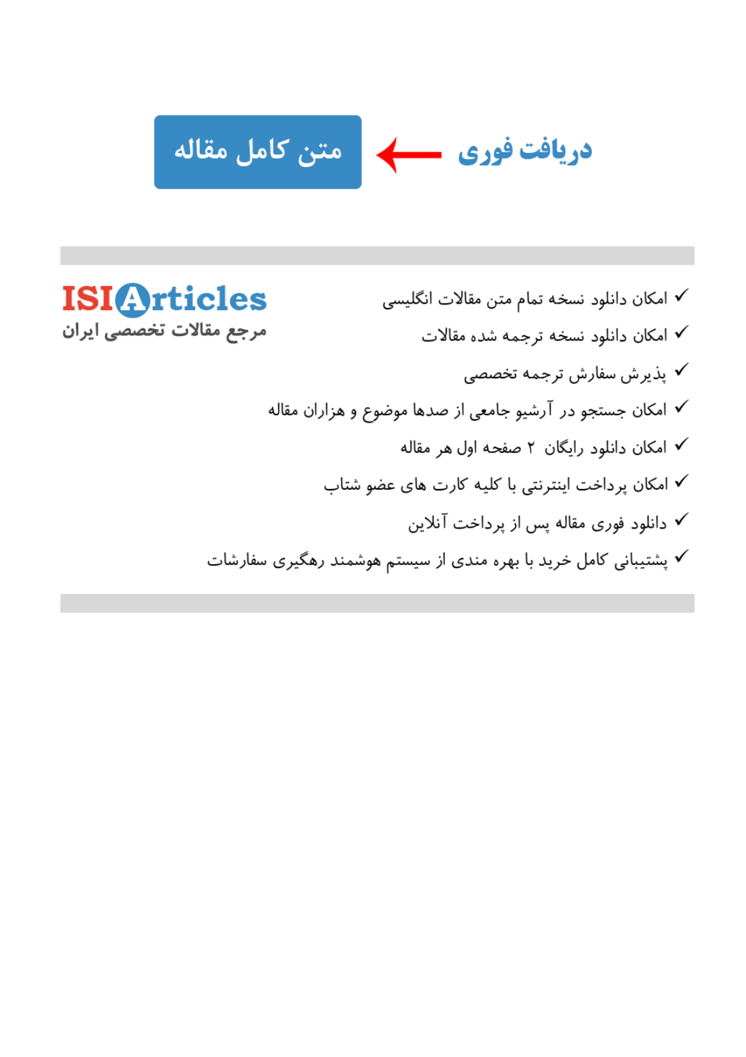دریافت فوری ← متن کامل مقاله

**ISIArticles**
مرجع مقالات تخصصی ایران

- ✓ امکان دانلود نسخه تمام متن مقالات انگلیسی
- ✓ امکان دانلود نسخه ترجمه شده مقالات
- ✓ پذیرش سفارش ترجمه تخصصی
- ✓ امکان جستجو در آرشیو جامعی از صدها موضوع و هزاران مقاله
- ✓ امکان دانلود رایگان ۲ صفحه اول هر مقاله
- ✓ امکان پرداخت اینترنتی با کلیه کارت های عضو شتاب
- ✓ دانلود فوری مقاله پس از پرداخت آنلاین
- ✓ پشتیبانی کامل خرید با بهره مندی از سیستم هوشمند رهگیری سفارشات